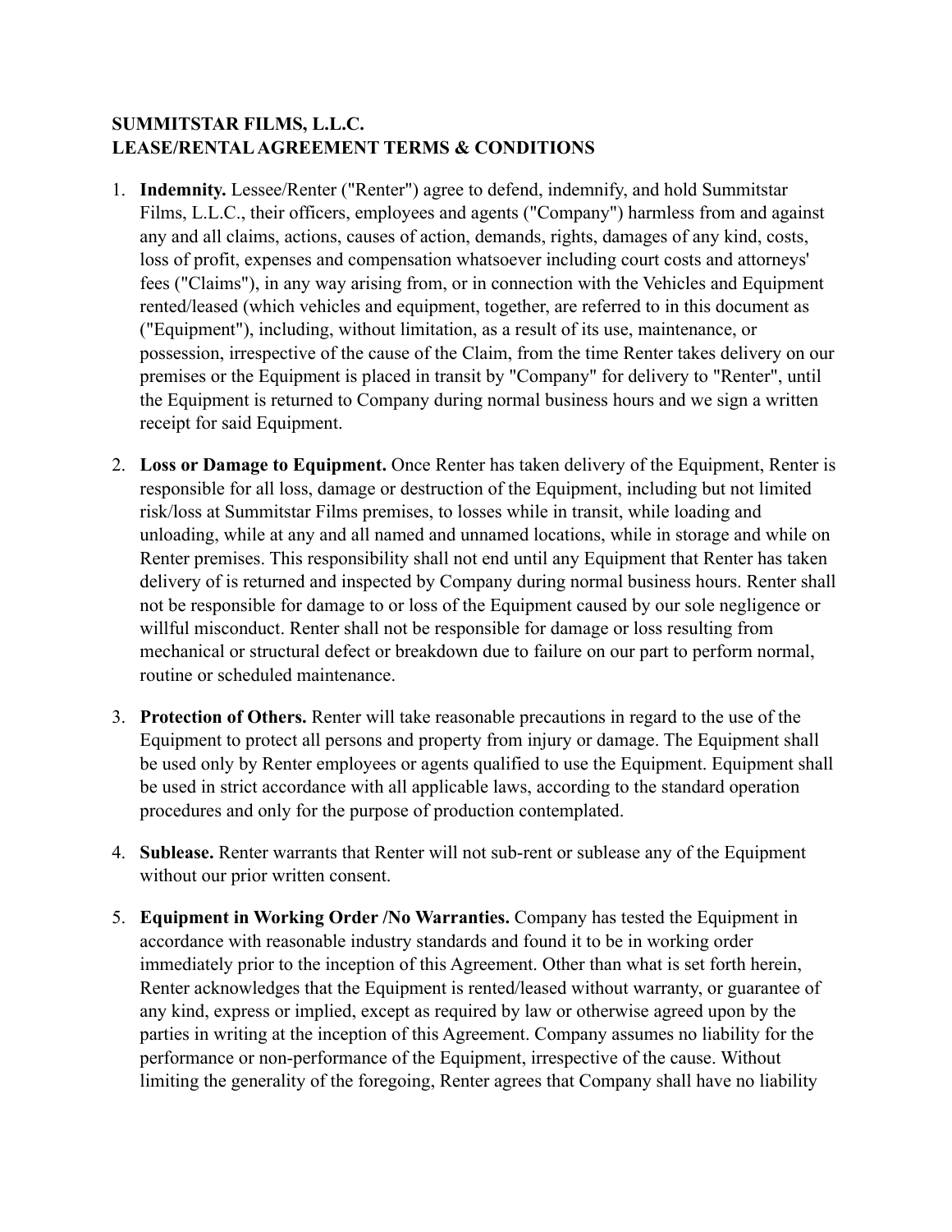**SUMMITSTAR FILMS, L.L.C.**
**LEASE/RENTAL AGREEMENT TERMS & CONDITIONS**

1. **Indemnity.** Lessee/Renter ("Renter") agree to defend, indemnify, and hold Summitstar Films, L.L.C., their officers, employees and agents ("Company") harmless from and against any and all claims, actions, causes of action, demands, rights, damages of any kind, costs, loss of profit, expenses and compensation whatsoever including court costs and attorneys' fees ("Claims"), in any way arising from, or in connection with the Vehicles and Equipment rented/leased (which vehicles and equipment, together, are referred to in this document as ("Equipment"), including, without limitation, as a result of its use, maintenance, or possession, irrespective of the cause of the Claim, from the time Renter takes delivery on our premises or the Equipment is placed in transit by "Company" for delivery to "Renter", until the Equipment is returned to Company during normal business hours and we sign a written receipt for said Equipment.

2. **Loss or Damage to Equipment.** Once Renter has taken delivery of the Equipment, Renter is responsible for all loss, damage or destruction of the Equipment, including but not limited risk/loss at Summitstar Films premises, to losses while in transit, while loading and unloading, while at any and all named and unnamed locations, while in storage and while on Renter premises. This responsibility shall not end until any Equipment that Renter has taken delivery of is returned and inspected by Company during normal business hours. Renter shall not be responsible for damage to or loss of the Equipment caused by our sole negligence or willful misconduct. Renter shall not be responsible for damage or loss resulting from mechanical or structural defect or breakdown due to failure on our part to perform normal, routine or scheduled maintenance.

3. **Protection of Others.** Renter will take reasonable precautions in regard to the use of the Equipment to protect all persons and property from injury or damage. The Equipment shall be used only by Renter employees or agents qualified to use the Equipment. Equipment shall be used in strict accordance with all applicable laws, according to the standard operation procedures and only for the purpose of production contemplated.

4. **Sublease.** Renter warrants that Renter will not sub-rent or sublease any of the Equipment without our prior written consent.

5. **Equipment in Working Order /No Warranties.** Company has tested the Equipment in accordance with reasonable industry standards and found it to be in working order immediately prior to the inception of this Agreement. Other than what is set forth herein, Renter acknowledges that the Equipment is rented/leased without warranty, or guarantee of any kind, express or implied, except as required by law or otherwise agreed upon by the parties in writing at the inception of this Agreement. Company assumes no liability for the performance or non-performance of the Equipment, irrespective of the cause. Without limiting the generality of the foregoing, Renter agrees that Company shall have no liability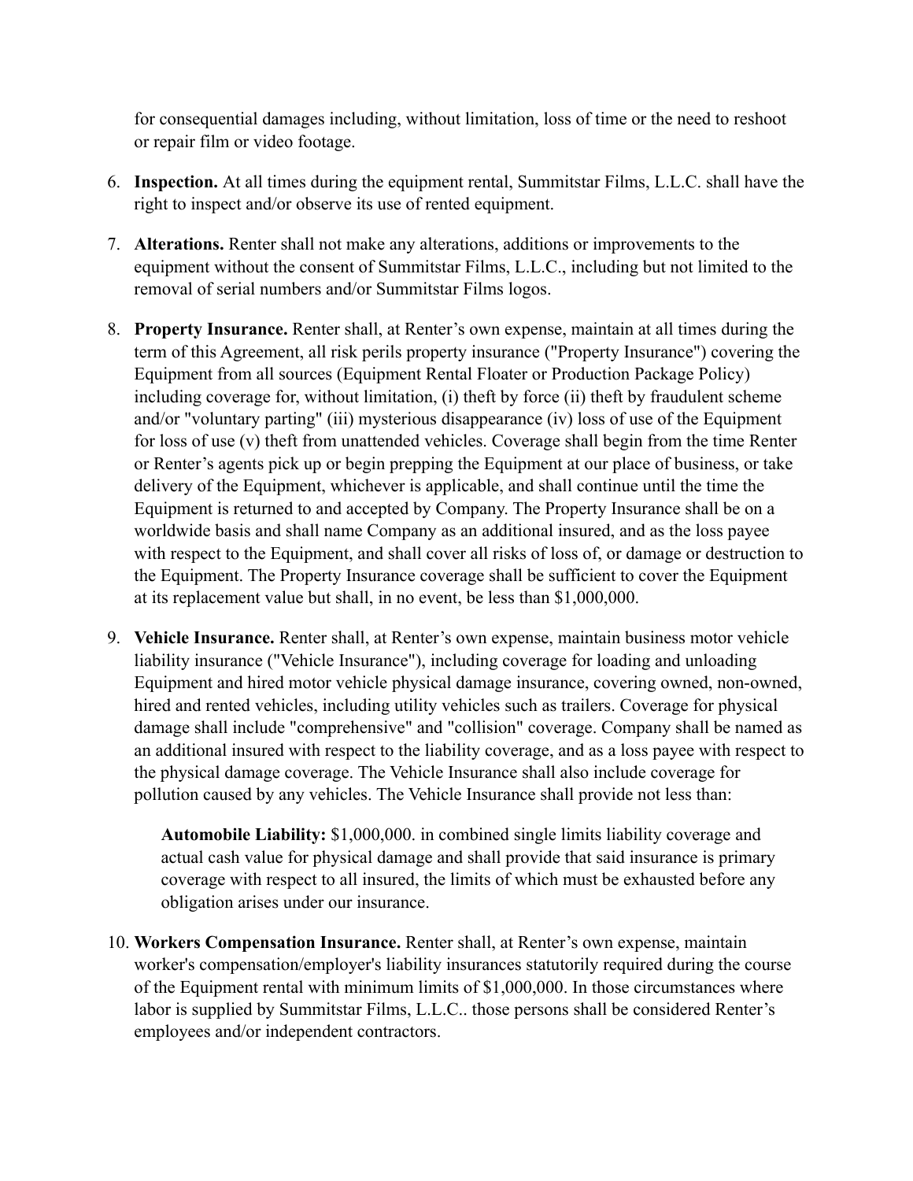for consequential damages including, without limitation, loss of time or the need to reshoot or repair film or video footage.

6. **Inspection.** At all times during the equipment rental, Summitstar Films, L.L.C. shall have the right to inspect and/or observe its use of rented equipment.

7. **Alterations.** Renter shall not make any alterations, additions or improvements to the equipment without the consent of Summitstar Films, L.L.C., including but not limited to the removal of serial numbers and/or Summitstar Films logos.

8. **Property Insurance.** Renter shall, at Renter's own expense, maintain at all times during the term of this Agreement, all risk perils property insurance ("Property Insurance") covering the Equipment from all sources (Equipment Rental Floater or Production Package Policy) including coverage for, without limitation, (i) theft by force (ii) theft by fraudulent scheme and/or "voluntary parting" (iii) mysterious disappearance (iv) loss of use of the Equipment for loss of use (v) theft from unattended vehicles. Coverage shall begin from the time Renter or Renter's agents pick up or begin prepping the Equipment at our place of business, or take delivery of the Equipment, whichever is applicable, and shall continue until the time the Equipment is returned to and accepted by Company. The Property Insurance shall be on a worldwide basis and shall name Company as an additional insured, and as the loss payee with respect to the Equipment, and shall cover all risks of loss of, or damage or destruction to the Equipment. The Property Insurance coverage shall be sufficient to cover the Equipment at its replacement value but shall, in no event, be less than $1,000,000.

9. **Vehicle Insurance.** Renter shall, at Renter's own expense, maintain business motor vehicle liability insurance ("Vehicle Insurance"), including coverage for loading and unloading Equipment and hired motor vehicle physical damage insurance, covering owned, non-owned, hired and rented vehicles, including utility vehicles such as trailers. Coverage for physical damage shall include "comprehensive" and "collision" coverage. Company shall be named as an additional insured with respect to the liability coverage, and as a loss payee with respect to the physical damage coverage. The Vehicle Insurance shall also include coverage for pollution caused by any vehicles. The Vehicle Insurance shall provide not less than:

   **Automobile Liability:** $1,000,000. in combined single limits liability coverage and actual cash value for physical damage and shall provide that said insurance is primary coverage with respect to all insured, the limits of which must be exhausted before any obligation arises under our insurance.

10. **Workers Compensation Insurance.** Renter shall, at Renter's own expense, maintain worker's compensation/employer's liability insurances statutorily required during the course of the Equipment rental with minimum limits of $1,000,000. In those circumstances where labor is supplied by Summitstar Films, L.L.C.. those persons shall be considered Renter's employees and/or independent contractors.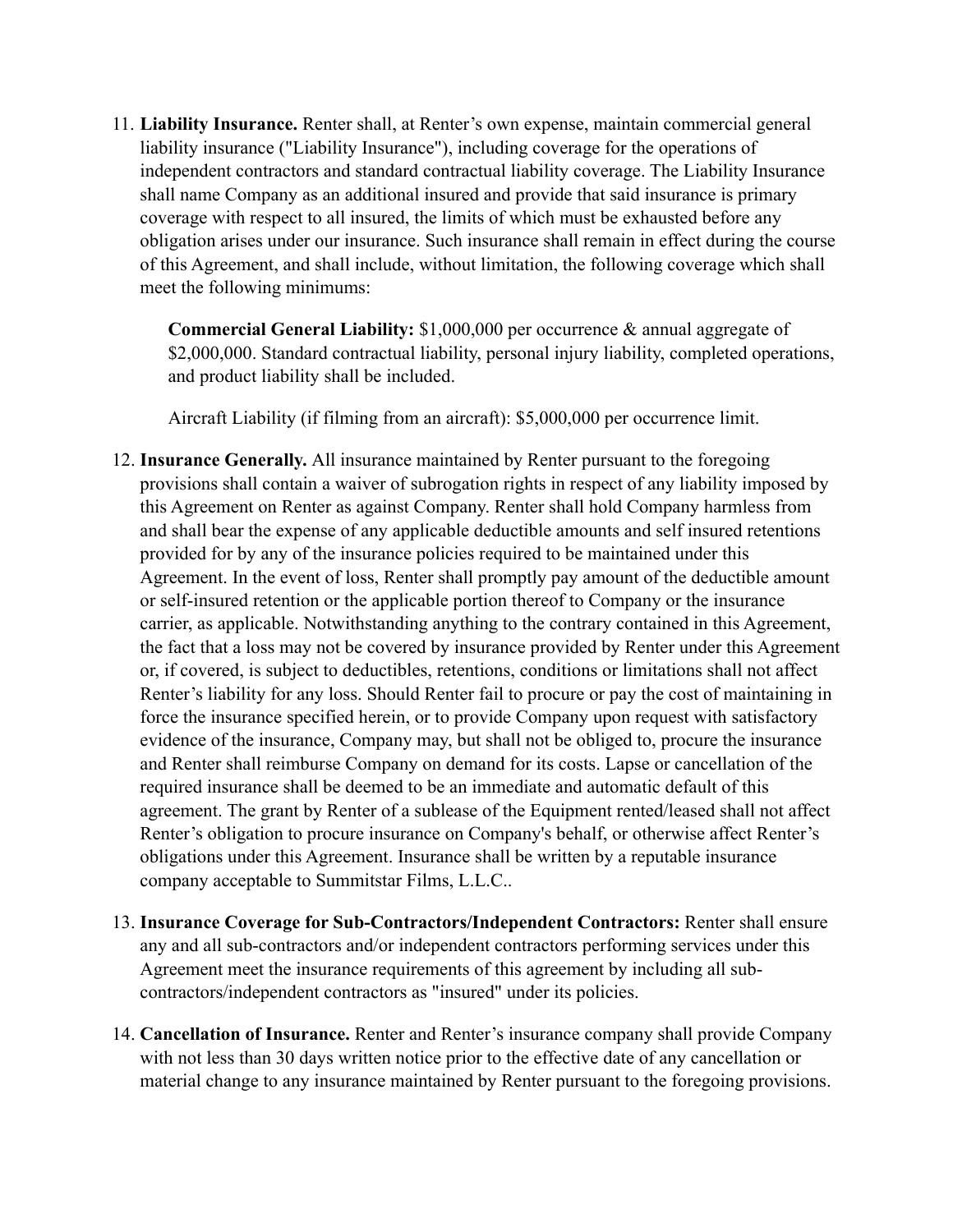11. **Liability Insurance.** Renter shall, at Renter's own expense, maintain commercial general liability insurance ("Liability Insurance"), including coverage for the operations of independent contractors and standard contractual liability coverage. The Liability Insurance shall name Company as an additional insured and provide that said insurance is primary coverage with respect to all insured, the limits of which must be exhausted before any obligation arises under our insurance. Such insurance shall remain in effect during the course of this Agreement, and shall include, without limitation, the following coverage which shall meet the following minimums:

    **Commercial General Liability:** $1,000,000 per occurrence & annual aggregate of $2,000,000. Standard contractual liability, personal injury liability, completed operations, and product liability shall be included.

    Aircraft Liability (if filming from an aircraft): $5,000,000 per occurrence limit.

12. **Insurance Generally.** All insurance maintained by Renter pursuant to the foregoing provisions shall contain a waiver of subrogation rights in respect of any liability imposed by this Agreement on Renter as against Company. Renter shall hold Company harmless from and shall bear the expense of any applicable deductible amounts and self insured retentions provided for by any of the insurance policies required to be maintained under this Agreement. In the event of loss, Renter shall promptly pay amount of the deductible amount or self-insured retention or the applicable portion thereof to Company or the insurance carrier, as applicable. Notwithstanding anything to the contrary contained in this Agreement, the fact that a loss may not be covered by insurance provided by Renter under this Agreement or, if covered, is subject to deductibles, retentions, conditions or limitations shall not affect Renter's liability for any loss. Should Renter fail to procure or pay the cost of maintaining in force the insurance specified herein, or to provide Company upon request with satisfactory evidence of the insurance, Company may, but shall not be obliged to, procure the insurance and Renter shall reimburse Company on demand for its costs. Lapse or cancellation of the required insurance shall be deemed to be an immediate and automatic default of this agreement. The grant by Renter of a sublease of the Equipment rented/leased shall not affect Renter's obligation to procure insurance on Company's behalf, or otherwise affect Renter's obligations under this Agreement. Insurance shall be written by a reputable insurance company acceptable to Summitstar Films, L.L.C..

13. **Insurance Coverage for Sub-Contractors/Independent Contractors:** Renter shall ensure any and all sub-contractors and/or independent contractors performing services under this Agreement meet the insurance requirements of this agreement by including all sub-contractors/independent contractors as "insured" under its policies.

14. **Cancellation of Insurance.** Renter and Renter's insurance company shall provide Company with not less than 30 days written notice prior to the effective date of any cancellation or material change to any insurance maintained by Renter pursuant to the foregoing provisions.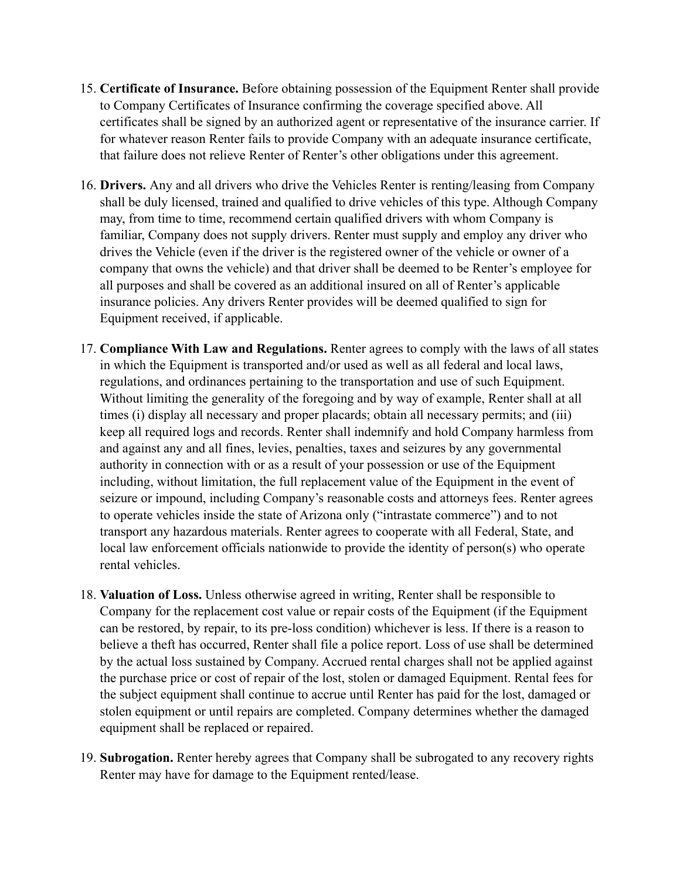15. **Certificate of Insurance.** Before obtaining possession of the Equipment Renter shall provide to Company Certificates of Insurance confirming the coverage specified above. All certificates shall be signed by an authorized agent or representative of the insurance carrier. If for whatever reason Renter fails to provide Company with an adequate insurance certificate, that failure does not relieve Renter of Renter's other obligations under this agreement.

16. **Drivers.** Any and all drivers who drive the Vehicles Renter is renting/leasing from Company shall be duly licensed, trained and qualified to drive vehicles of this type. Although Company may, from time to time, recommend certain qualified drivers with whom Company is familiar, Company does not supply drivers. Renter must supply and employ any driver who drives the Vehicle (even if the driver is the registered owner of the vehicle or owner of a company that owns the vehicle) and that driver shall be deemed to be Renter's employee for all purposes and shall be covered as an additional insured on all of Renter's applicable insurance policies. Any drivers Renter provides will be deemed qualified to sign for Equipment received, if applicable.

17. **Compliance With Law and Regulations.** Renter agrees to comply with the laws of all states in which the Equipment is transported and/or used as well as all federal and local laws, regulations, and ordinances pertaining to the transportation and use of such Equipment. Without limiting the generality of the foregoing and by way of example, Renter shall at all times (i) display all necessary and proper placards; obtain all necessary permits; and (iii) keep all required logs and records. Renter shall indemnify and hold Company harmless from and against any and all fines, levies, penalties, taxes and seizures by any governmental authority in connection with or as a result of your possession or use of the Equipment including, without limitation, the full replacement value of the Equipment in the event of seizure or impound, including Company's reasonable costs and attorneys fees. Renter agrees to operate vehicles inside the state of Arizona only ("intrastate commerce") and to not transport any hazardous materials. Renter agrees to cooperate with all Federal, State, and local law enforcement officials nationwide to provide the identity of person(s) who operate rental vehicles.

18. **Valuation of Loss.** Unless otherwise agreed in writing, Renter shall be responsible to Company for the replacement cost value or repair costs of the Equipment (if the Equipment can be restored, by repair, to its pre-loss condition) whichever is less. If there is a reason to believe a theft has occurred, Renter shall file a police report. Loss of use shall be determined by the actual loss sustained by Company. Accrued rental charges shall not be applied against the purchase price or cost of repair of the lost, stolen or damaged Equipment. Rental fees for the subject equipment shall continue to accrue until Renter has paid for the lost, damaged or stolen equipment or until repairs are completed. Company determines whether the damaged equipment shall be replaced or repaired.

19. **Subrogation.** Renter hereby agrees that Company shall be subrogated to any recovery rights Renter may have for damage to the Equipment rented/lease.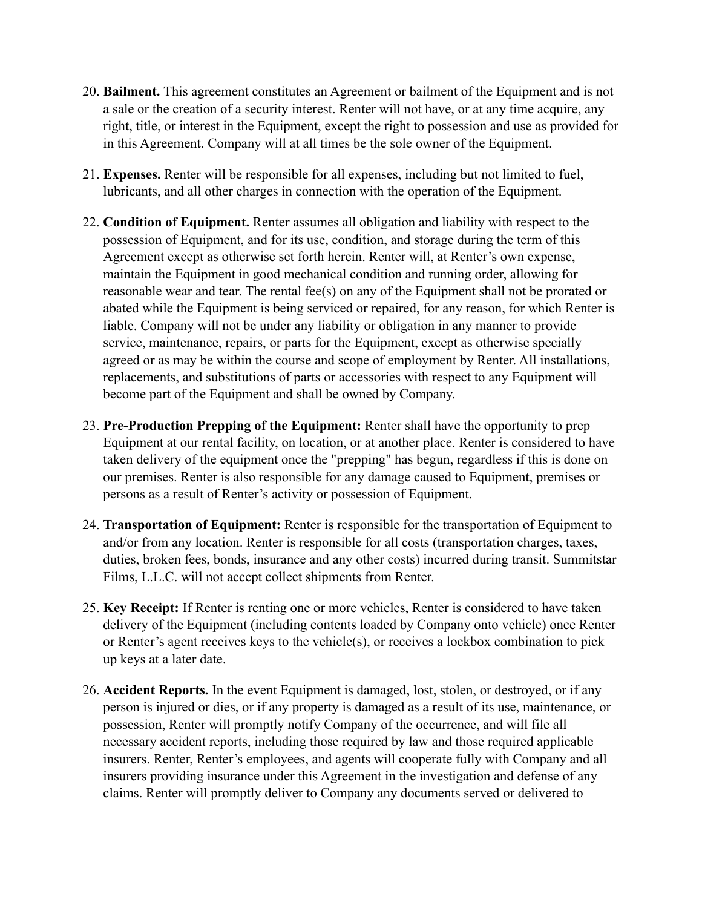20. **Bailment.** This agreement constitutes an Agreement or bailment of the Equipment and is not a sale or the creation of a security interest. Renter will not have, or at any time acquire, any right, title, or interest in the Equipment, except the right to possession and use as provided for in this Agreement. Company will at all times be the sole owner of the Equipment.

21. **Expenses.** Renter will be responsible for all expenses, including but not limited to fuel, lubricants, and all other charges in connection with the operation of the Equipment.

22. **Condition of Equipment.** Renter assumes all obligation and liability with respect to the possession of Equipment, and for its use, condition, and storage during the term of this Agreement except as otherwise set forth herein. Renter will, at Renter's own expense, maintain the Equipment in good mechanical condition and running order, allowing for reasonable wear and tear. The rental fee(s) on any of the Equipment shall not be prorated or abated while the Equipment is being serviced or repaired, for any reason, for which Renter is liable. Company will not be under any liability or obligation in any manner to provide service, maintenance, repairs, or parts for the Equipment, except as otherwise specially agreed or as may be within the course and scope of employment by Renter. All installations, replacements, and substitutions of parts or accessories with respect to any Equipment will become part of the Equipment and shall be owned by Company.

23. **Pre-Production Prepping of the Equipment:** Renter shall have the opportunity to prep Equipment at our rental facility, on location, or at another place. Renter is considered to have taken delivery of the equipment once the "prepping" has begun, regardless if this is done on our premises. Renter is also responsible for any damage caused to Equipment, premises or persons as a result of Renter's activity or possession of Equipment.

24. **Transportation of Equipment:** Renter is responsible for the transportation of Equipment to and/or from any location. Renter is responsible for all costs (transportation charges, taxes, duties, broken fees, bonds, insurance and any other costs) incurred during transit. Summitstar Films, L.L.C. will not accept collect shipments from Renter.

25. **Key Receipt:** If Renter is renting one or more vehicles, Renter is considered to have taken delivery of the Equipment (including contents loaded by Company onto vehicle) once Renter or Renter's agent receives keys to the vehicle(s), or receives a lockbox combination to pick up keys at a later date.

26. **Accident Reports.** In the event Equipment is damaged, lost, stolen, or destroyed, or if any person is injured or dies, or if any property is damaged as a result of its use, maintenance, or possession, Renter will promptly notify Company of the occurrence, and will file all necessary accident reports, including those required by law and those required applicable insurers. Renter, Renter's employees, and agents will cooperate fully with Company and all insurers providing insurance under this Agreement in the investigation and defense of any claims. Renter will promptly deliver to Company any documents served or delivered to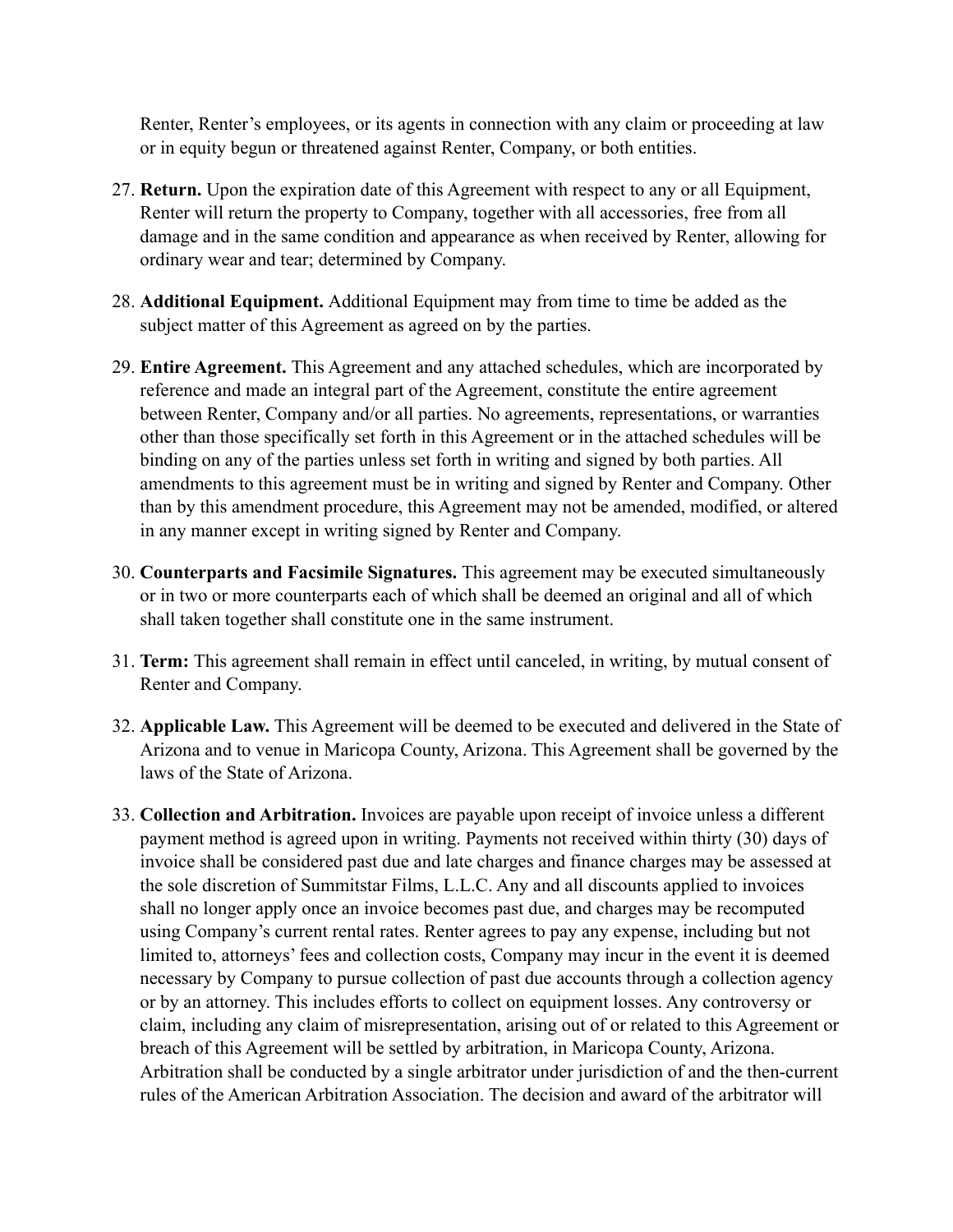Renter, Renter's employees, or its agents in connection with any claim or proceeding at law or in equity begun or threatened against Renter, Company, or both entities.

27. **Return.** Upon the expiration date of this Agreement with respect to any or all Equipment, Renter will return the property to Company, together with all accessories, free from all damage and in the same condition and appearance as when received by Renter, allowing for ordinary wear and tear; determined by Company.

28. **Additional Equipment.** Additional Equipment may from time to time be added as the subject matter of this Agreement as agreed on by the parties.

29. **Entire Agreement.** This Agreement and any attached schedules, which are incorporated by reference and made an integral part of the Agreement, constitute the entire agreement between Renter, Company and/or all parties. No agreements, representations, or warranties other than those specifically set forth in this Agreement or in the attached schedules will be binding on any of the parties unless set forth in writing and signed by both parties. All amendments to this agreement must be in writing and signed by Renter and Company. Other than by this amendment procedure, this Agreement may not be amended, modified, or altered in any manner except in writing signed by Renter and Company.

30. **Counterparts and Facsimile Signatures.** This agreement may be executed simultaneously or in two or more counterparts each of which shall be deemed an original and all of which shall taken together shall constitute one in the same instrument.

31. **Term:** This agreement shall remain in effect until canceled, in writing, by mutual consent of Renter and Company.

32. **Applicable Law.** This Agreement will be deemed to be executed and delivered in the State of Arizona and to venue in Maricopa County, Arizona. This Agreement shall be governed by the laws of the State of Arizona.

33. **Collection and Arbitration.** Invoices are payable upon receipt of invoice unless a different payment method is agreed upon in writing. Payments not received within thirty (30) days of invoice shall be considered past due and late charges and finance charges may be assessed at the sole discretion of Summitstar Films, L.L.C. Any and all discounts applied to invoices shall no longer apply once an invoice becomes past due, and charges may be recomputed using Company's current rental rates. Renter agrees to pay any expense, including but not limited to, attorneys' fees and collection costs, Company may incur in the event it is deemed necessary by Company to pursue collection of past due accounts through a collection agency or by an attorney. This includes efforts to collect on equipment losses. Any controversy or claim, including any claim of misrepresentation, arising out of or related to this Agreement or breach of this Agreement will be settled by arbitration, in Maricopa County, Arizona. Arbitration shall be conducted by a single arbitrator under jurisdiction of and the then-current rules of the American Arbitration Association. The decision and award of the arbitrator will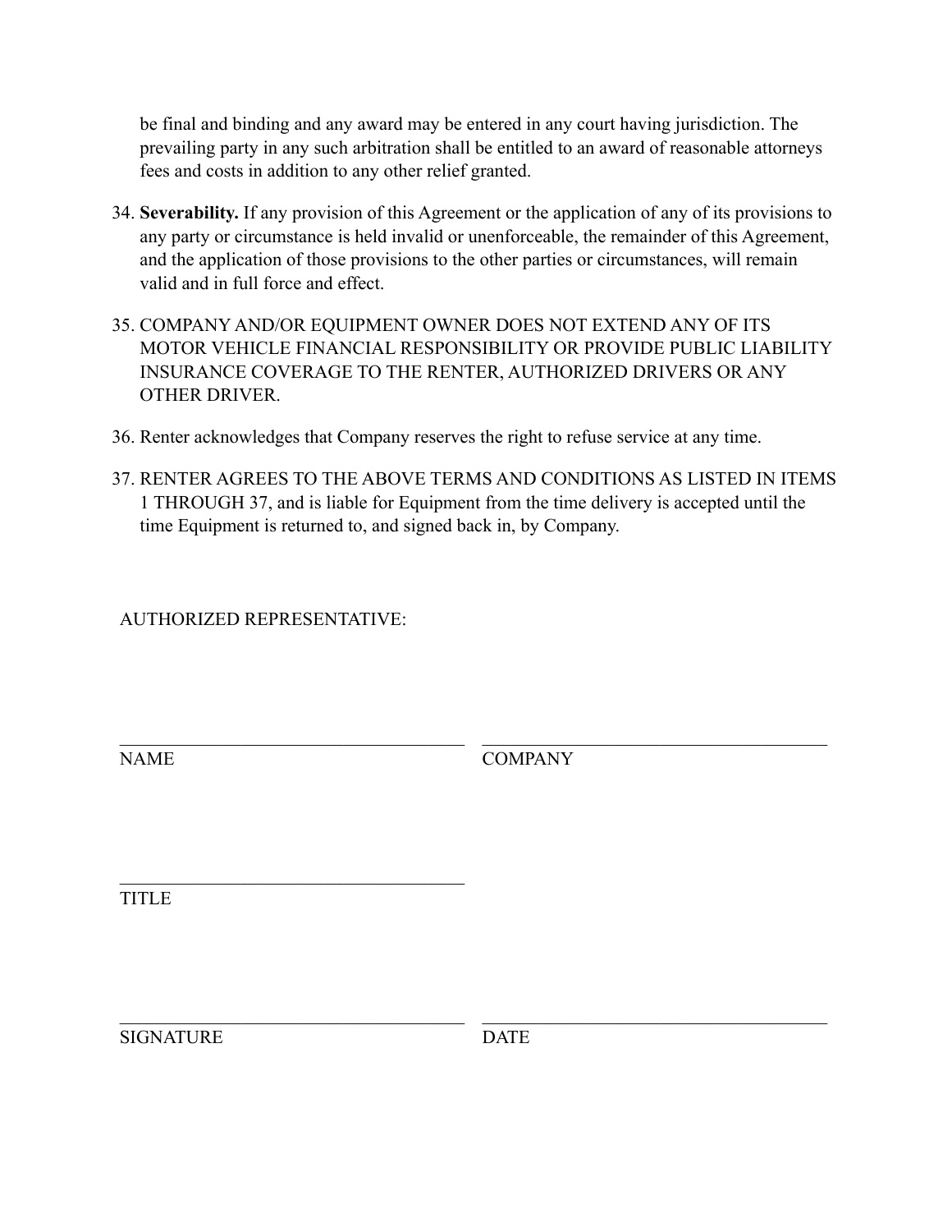be final and binding and any award may be entered in any court having jurisdiction. The prevailing party in any such arbitration shall be entitled to an award of reasonable attorneys fees and costs in addition to any other relief granted.

34. **Severability.** If any provision of this Agreement or the application of any of its provisions to any party or circumstance is held invalid or unenforceable, the remainder of this Agreement, and the application of those provisions to the other parties or circumstances, will remain valid and in full force and effect.

35. COMPANY AND/OR EQUIPMENT OWNER DOES NOT EXTEND ANY OF ITS MOTOR VEHICLE FINANCIAL RESPONSIBILITY OR PROVIDE PUBLIC LIABILITY INSURANCE COVERAGE TO THE RENTER, AUTHORIZED DRIVERS OR ANY OTHER DRIVER.

36. Renter acknowledges that Company reserves the right to refuse service at any time.

37. RENTER AGREES TO THE ABOVE TERMS AND CONDITIONS AS LISTED IN ITEMS 1 THROUGH 37, and is liable for Equipment from the time delivery is accepted until the time Equipment is returned to, and signed back in, by Company.

AUTHORIZED REPRESENTATIVE:

_____________________________________ _____________________________________

NAME COMPANY

_____________________________________

TITLE

_____________________________________ _____________________________________

SIGNATURE DATE